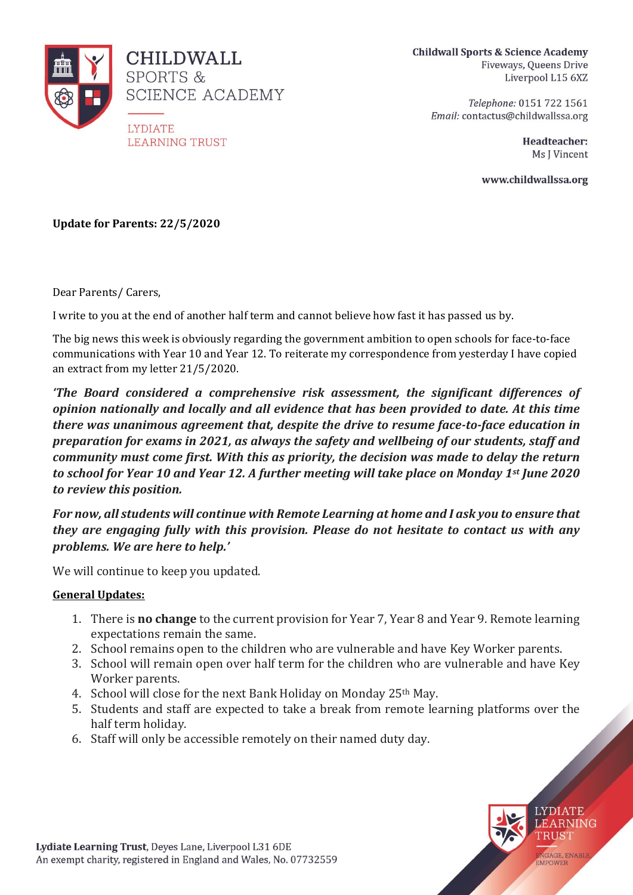# CHILDWALL SPORTS & SCIENCE ACADEMY

LYDIATE LEARNING TRUST

**Childwall Sports & Science Academy**
Fiveways, Queens Drive
Liverpool L15 6XZ

*Telephone:* 0151 722 1561
*Email:* contactus@childwallssa.org

**Headteacher:**
Ms J Vincent

**www.childwallssa.org**

**Update for Parents: 22/5/2020**

Dear Parents/ Carers,

I write to you at the end of another half term and cannot believe how fast it has passed us by.

The big news this week is obviously regarding the government ambition to open schools for face-to-face communications with Year 10 and Year 12. To reiterate my correspondence from yesterday I have copied an extract from my letter 21/5/2020.

***'The Board considered a comprehensive risk assessment, the significant differences of opinion nationally and locally and all evidence that has been provided to date. At this time there was unanimous agreement that, despite the drive to resume face-to-face education in preparation for exams in 2021, as always the safety and wellbeing of our students, staff and community must come first. With this as priority, the decision was made to delay the return to school for Year 10 and Year 12. A further meeting will take place on Monday 1st June 2020 to review this position.***

***For now, all students will continue with Remote Learning at home and I ask you to ensure that they are engaging fully with this provision. Please do not hesitate to contact us with any problems. We are here to help.'***

We will continue to keep you updated.

**General Updates:**

1. There is **no change** to the current provision for Year 7, Year 8 and Year 9. Remote learning expectations remain the same.
2. School remains open to the children who are vulnerable and have Key Worker parents.
3. School will remain open over half term for the children who are vulnerable and have Key Worker parents.
4. School will close for the next Bank Holiday on Monday 25th May.
5. Students and staff are expected to take a break from remote learning platforms over the half term holiday.
6. Staff will only be accessible remotely on their named duty day.

**Lydiate Learning Trust**, Deyes Lane, Liverpool L31 6DE
An exempt charity, registered in England and Wales, No. 07732559

LYDIATE LEARNING TRUST
ENGAGE, ENABLE, EMPOWER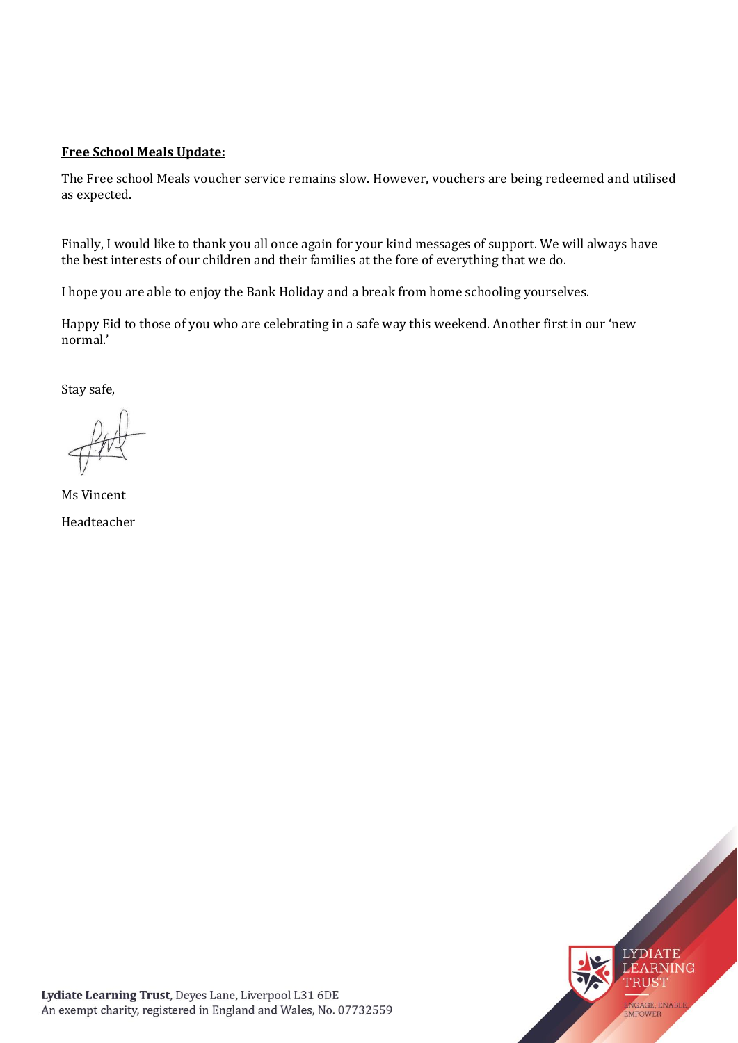**Free School Meals Update:**

The Free school Meals voucher service remains slow. However, vouchers are being redeemed and utilised as expected.

Finally, I would like to thank you all once again for your kind messages of support. We will always have the best interests of our children and their families at the fore of everything that we do.

I hope you are able to enjoy the Bank Holiday and a break from home schooling yourselves.

Happy Eid to those of you who are celebrating in a safe way this weekend. Another first in our 'new normal.'

Stay safe,

Ms Vincent

Headteacher

**Lydiate Learning Trust**, Deyes Lane, Liverpool L31 6DE
An exempt charity, registered in England and Wales, No. 07732559